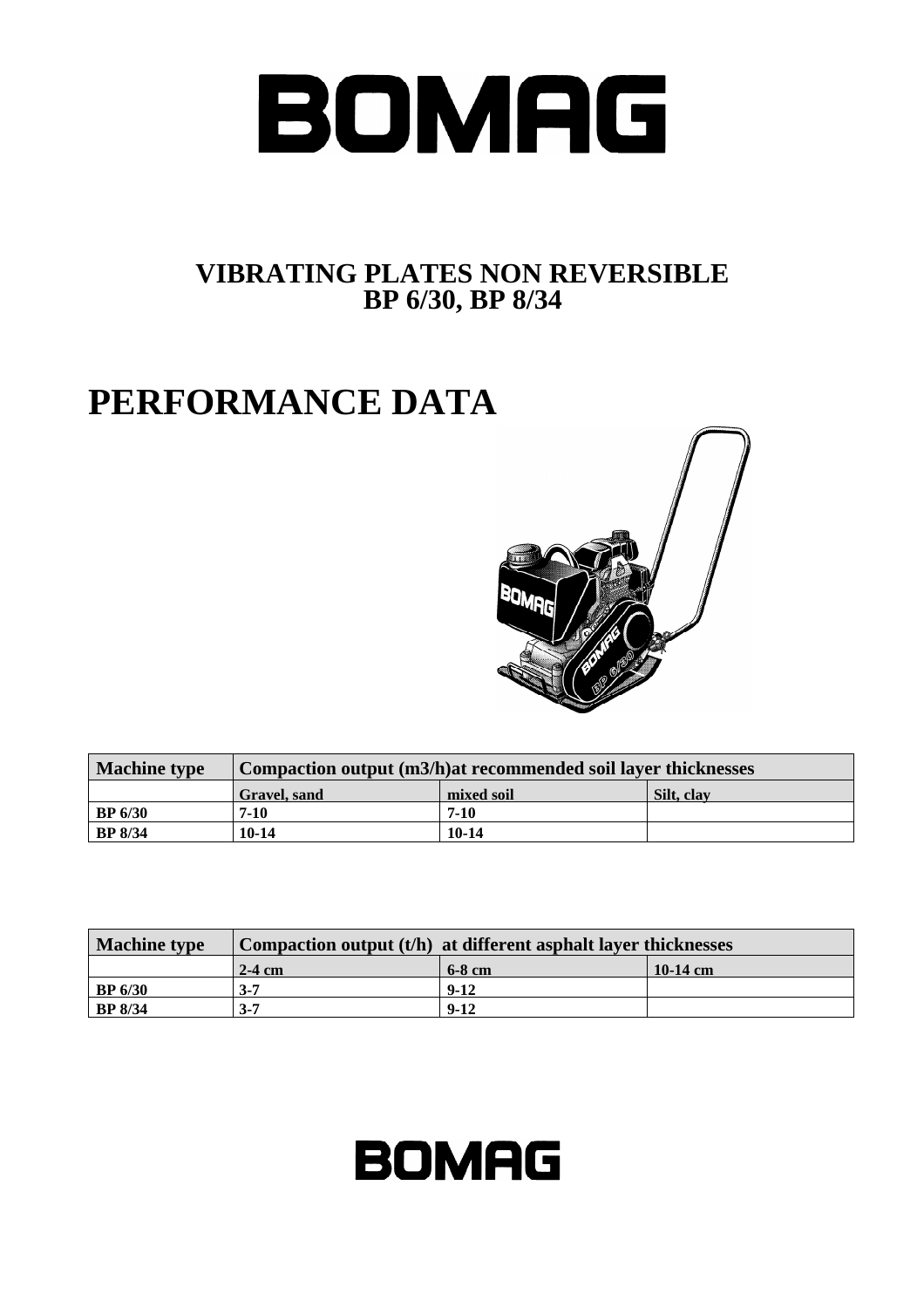# BOMAG

## VIBRATING PLATES NON REVERSIBLE
## BP 6/30, BP 8/34

# PERFORMANCE DATA

| Machine type | Compaction output (m3/h)at recommended soil layer thicknesses | | |
|---|---|---|---|
| | Gravel, sand | mixed soil | Silt, clay |
| BP 6/30 | 7-10 | 7-10 | |
| BP 8/34 | 10-14 | 10-14 | |

| Machine type | Compaction output (t/h) at different asphalt layer thicknesses | | |
|---|---|---|---|
| | 2-4 cm | 6-8 cm | 10-14 cm |
| BP 6/30 | 3-7 | 9-12 | |
| BP 8/34 | 3-7 | 9-12 | |

BOMAG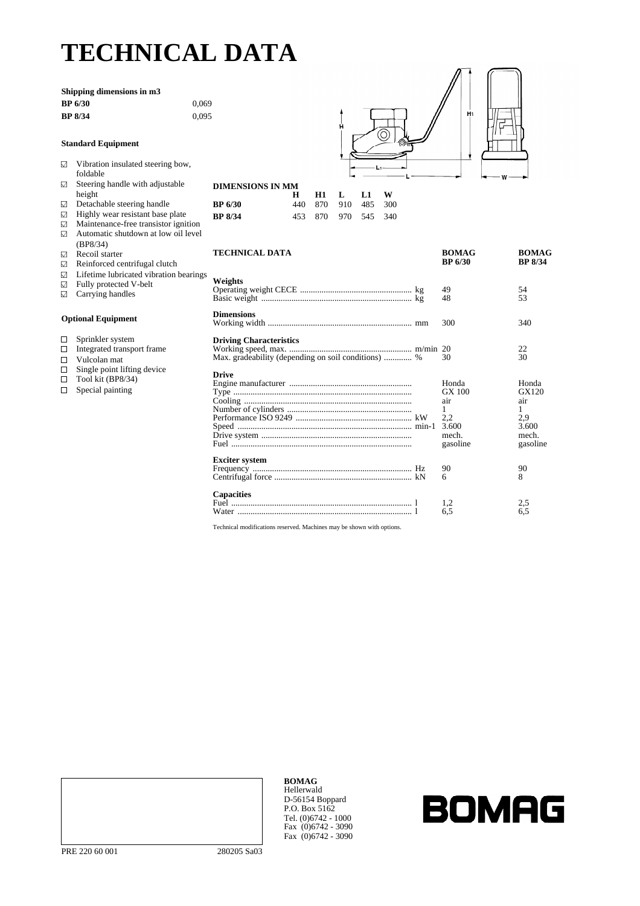# TECHNICAL DATA

**Shipping dimensions in m3**

| | |
|---|---|
| **BP 6/30** | 0,069 |
| **BP 8/34** | 0,095 |

**Standard Equipment**

- ☑ Vibration insulated steering bow, foldable
- ☑ Steering handle with adjustable height
- ☑ Detachable steering handle
- ☑ Highly wear resistant base plate
- ☑ Maintenance-free transistor ignition
- ☑ Automatic shutdown at low oil level (BP8/34)
- ☑ Recoil starter
- ☑ Reinforced centrifugal clutch
- ☑ Lifetime lubricated vibration bearings
- ☑ Fully protected V-belt
- ☑ Carrying handles

**Optional Equipment**

- ☐ Sprinkler system
- ☐ Integrated transport frame
- ☐ Vulcolan mat
- ☐ Single point lifting device
- ☐ Tool kit (BP8/34)
- ☐ Special painting

H

H1

L1

L

W

**DIMENSIONS IN MM**

| | H | H1 | L | L1 | W |
|---|---|---|---|---|---|
| **BP 6/30** | 440 | 870 | 910 | 485 | 300 |
| **BP 8/34** | 453 | 870 | 970 | 545 | 340 |

| **TECHNICAL DATA** | | **BOMAG BP 6/30** | **BOMAG BP 8/34** |
|---|---|---|---|
| **Weights** | | | |
| Operating weight CECE | kg | 49 | 54 |
| Basic weight | kg | 48 | 53 |
| **Dimensions** | | | |
| Working width | mm | 300 | 340 |
| **Driving Characteristics** | | | |
| Working speed, max. | m/min | 20 | 22 |
| Max. gradeability (depending on soil conditions) | % | 30 | 30 |
| **Drive** | | | |
| Engine manufacturer | | Honda | Honda |
| Type | | GX 100 | GX120 |
| Cooling | | air | air |
| Number of cylinders | | 1 | 1 |
| Performance ISO 9249 | kW | 2,2 | 2,9 |
| Speed | min-1 | 3.600 | 3.600 |
| Drive system | | mech. | mech. |
| Fuel | | gasoline | gasoline |
| **Exciter system** | | | |
| Frequency | Hz | 90 | 90 |
| Centrifugal force | kN | 6 | 8 |
| **Capacities** | | | |
| Fuel | l | 1,2 | 2,5 |
| Water | l | 6,5 | 6,5 |

Technical modifications reserved. Machines may be shown with options.

**BOMAG**
Hellerwald
D-56154 Boppard
P.O. Box 5162
Tel. (0)6742 - 1000
Fax (0)6742 - 3090
Fax (0)6742 - 3090

BOMAG

PRE 220 60 001 280205 Sa03